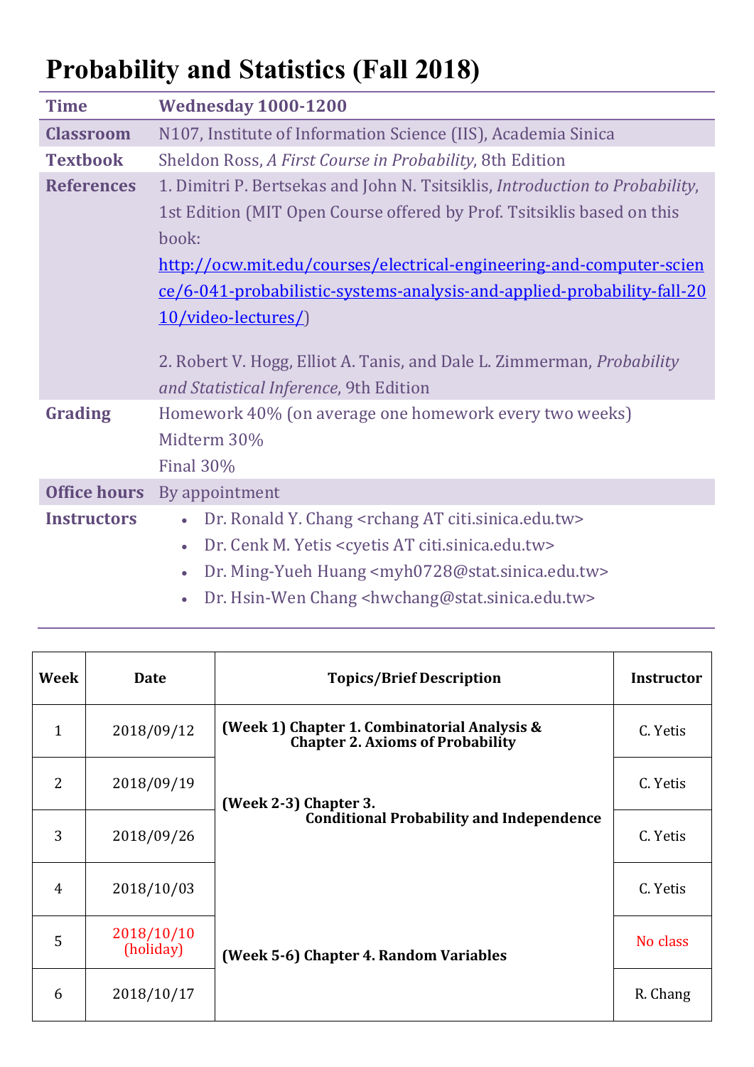# Probability and Statistics (Fall 2018)

| **Time** | **Wednesday 1000-1200** |
|---|---|
| **Classroom** | N107, Institute of Information Science (IIS), Academia Sinica |
| **Textbook** | Sheldon Ross, *A First Course in Probability*, 8th Edition |
| **References** | 1. Dimitri P. Bertsekas and John N. Tsitsiklis, *Introduction to Probability*, 1st Edition (MIT Open Course offered by Prof. Tsitsiklis based on this book: http://ocw.mit.edu/courses/electrical-engineering-and-computer-science/6-041-probabilistic-systems-analysis-and-applied-probability-fall-2010/video-lectures/)<br><br>2. Robert V. Hogg, Elliot A. Tanis, and Dale L. Zimmerman, *Probability and Statistical Inference*, 9th Edition |
| **Grading** | Homework 40% (on average one homework every two weeks)<br>Midterm 30%<br>Final 30% |
| **Office hours** | By appointment |
| **Instructors** | • Dr. Ronald Y. Chang <rchang AT citi.sinica.edu.tw><br>• Dr. Cenk M. Yetis <cyetis AT citi.sinica.edu.tw><br>• Dr. Ming-Yueh Huang <myh0728@stat.sinica.edu.tw><br>• Dr. Hsin-Wen Chang <hwchang@stat.sinica.edu.tw> |

| Week | Date | Topics/Brief Description | Instructor |
|---|---|---|---|
| 1 | 2018/09/12 | **(Week 1) Chapter 1. Combinatorial Analysis & Chapter 2. Axioms of Probability** | C. Yetis |
| 2 | 2018/09/19 | **(Week 2-3) Chapter 3. Conditional Probability and Independence** | C. Yetis |
| 3 | 2018/09/26 | | C. Yetis |
| 4 | 2018/10/03 | | C. Yetis |
| 5 | 2018/10/10 (holiday) | **(Week 5-6) Chapter 4. Random Variables** | No class |
| 6 | 2018/10/17 | | R. Chang |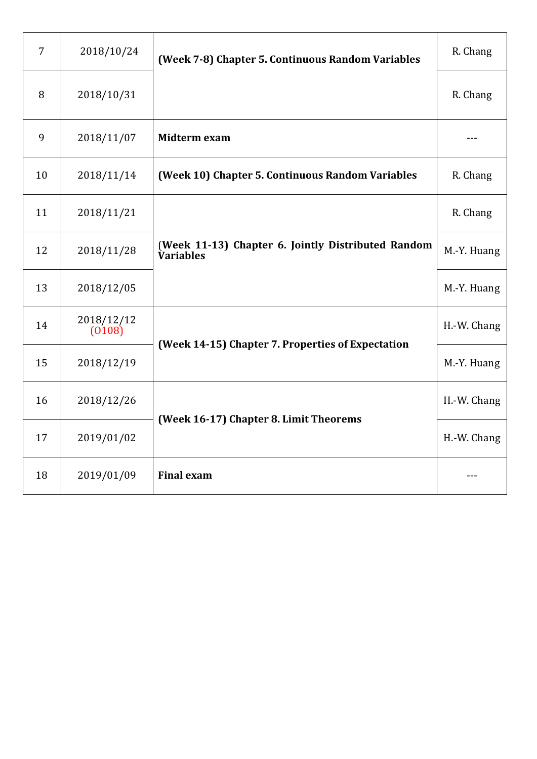| | | | |
|---|---|---|---|
| 7 | 2018/10/24 | **(Week 7-8) Chapter 5. Continuous Random Variables** | R. Chang |
| 8 | 2018/10/31 | | R. Chang |
| 9 | 2018/11/07 | **Midterm exam** | --- |
| 10 | 2018/11/14 | **(Week 10) Chapter 5. Continuous Random Variables** | R. Chang |
| 11 | 2018/11/21 | **(Week 11-13) Chapter 6. Jointly Distributed Random Variables** | R. Chang |
| 12 | 2018/11/28 | | M.-Y. Huang |
| 13 | 2018/12/05 | | M.-Y. Huang |
| 14 | 2018/12/12 (O108) | **(Week 14-15) Chapter 7. Properties of Expectation** | H.-W. Chang |
| 15 | 2018/12/19 | | M.-Y. Huang |
| 16 | 2018/12/26 | **(Week 16-17) Chapter 8. Limit Theorems** | H.-W. Chang |
| 17 | 2019/01/02 | | H.-W. Chang |
| 18 | 2019/01/09 | **Final exam** | --- |